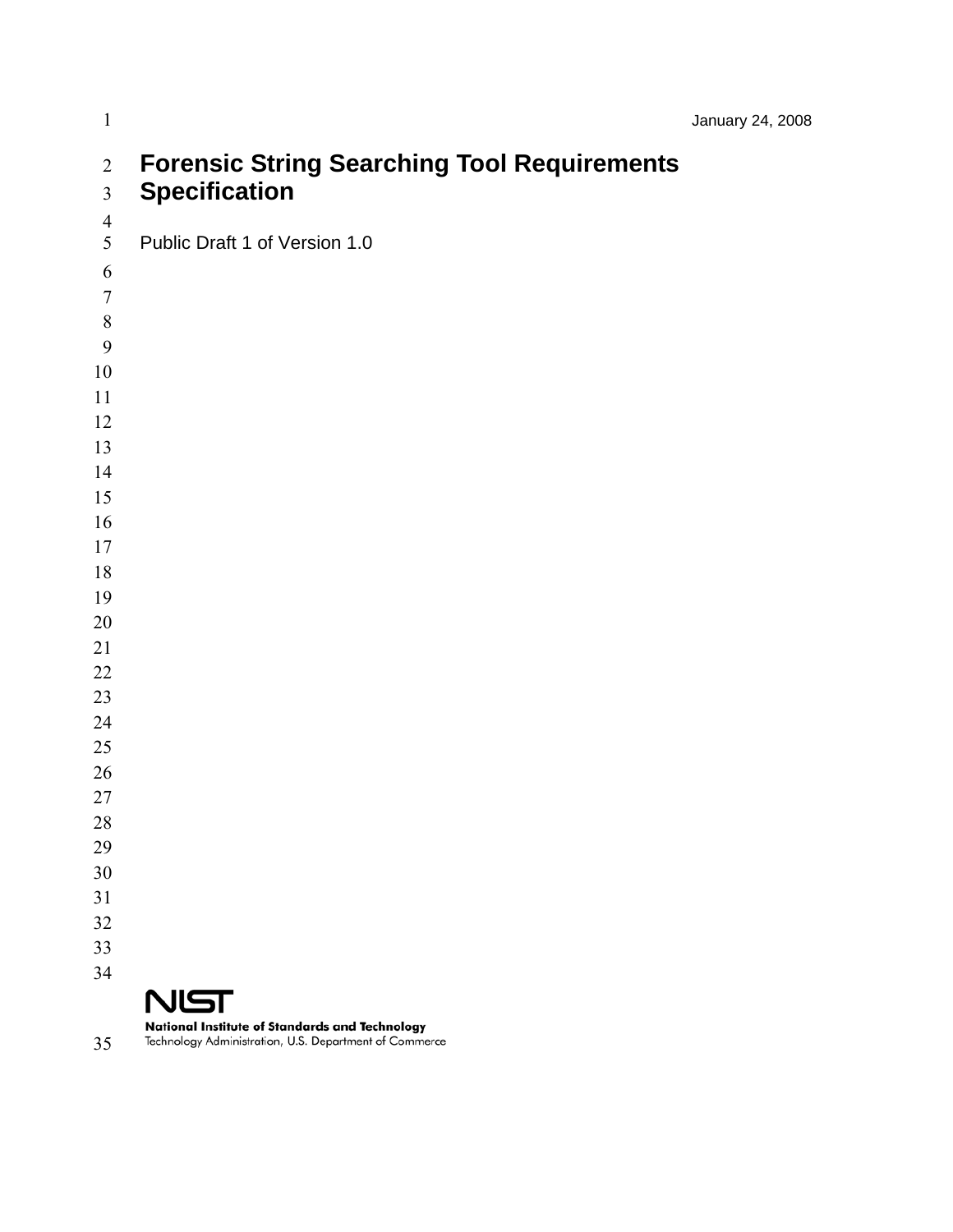January 24, 2008

# Forensic String Searching Tool Requirements Specification

Public Draft 1 of Version 1.0

**National Institute of Standards and Technology**
Technology Administration, U.S. Department of Commerce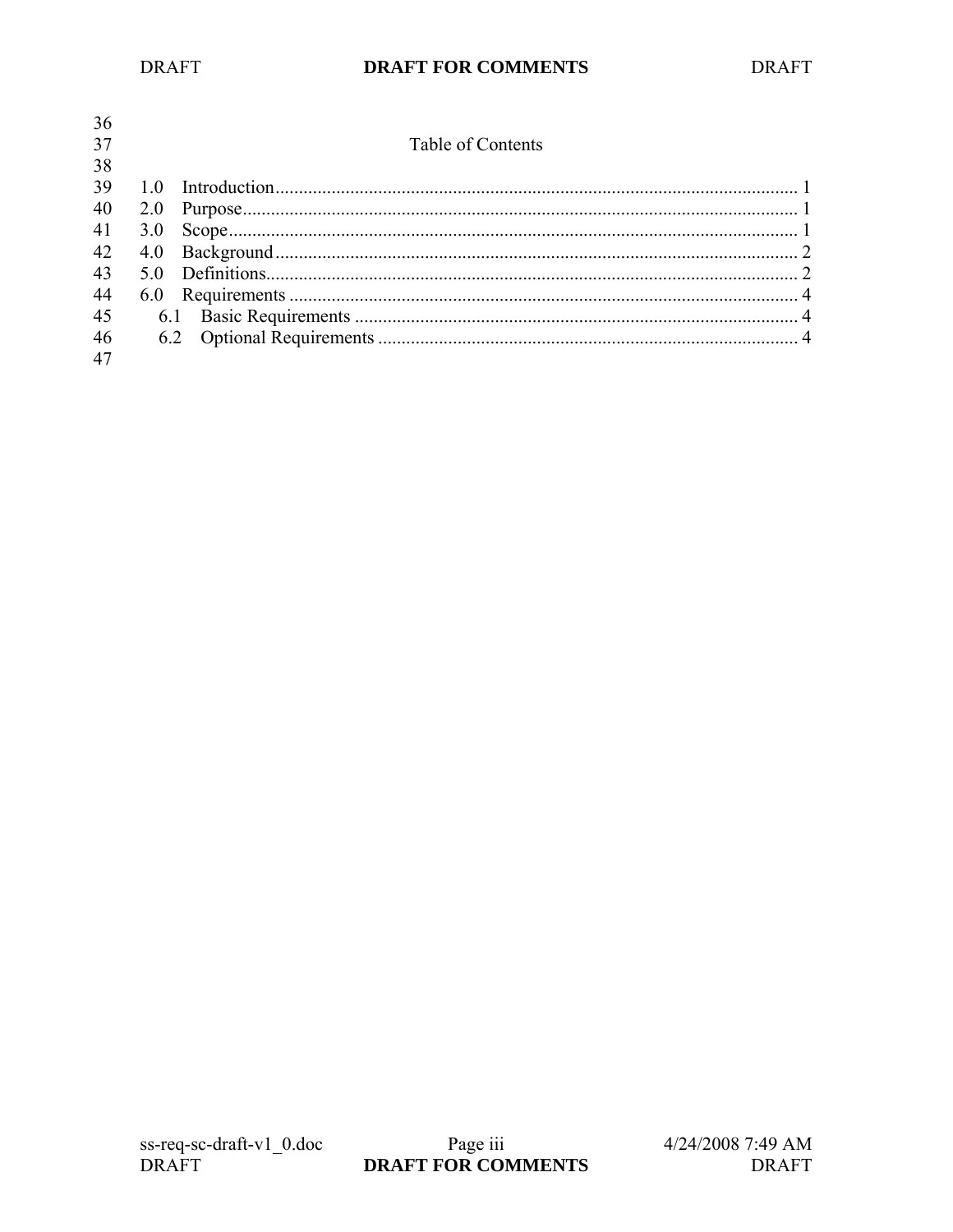Table of Contents

1.0 Introduction ............................................................ 1
2.0 Purpose ................................................................. 1
3.0 Scope ................................................................... 1
4.0 Background .............................................................. 2
5.0 Definitions ............................................................. 2
6.0 Requirements ............................................................ 4
  6.1 Basic Requirements .................................................... 4
  6.2 Optional Requirements ................................................. 4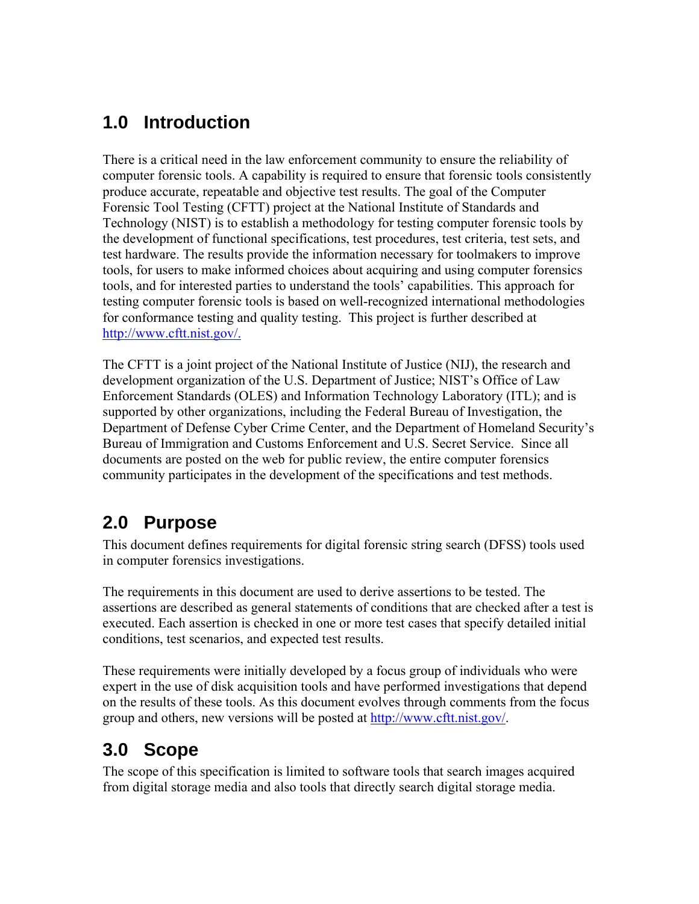## 1.0 Introduction

There is a critical need in the law enforcement community to ensure the reliability of computer forensic tools. A capability is required to ensure that forensic tools consistently produce accurate, repeatable and objective test results. The goal of the Computer Forensic Tool Testing (CFTT) project at the National Institute of Standards and Technology (NIST) is to establish a methodology for testing computer forensic tools by the development of functional specifications, test procedures, test criteria, test sets, and test hardware. The results provide the information necessary for toolmakers to improve tools, for users to make informed choices about acquiring and using computer forensics tools, and for interested parties to understand the tools' capabilities. This approach for testing computer forensic tools is based on well-recognized international methodologies for conformance testing and quality testing. This project is further described at http://www.cftt.nist.gov/.

The CFTT is a joint project of the National Institute of Justice (NIJ), the research and development organization of the U.S. Department of Justice; NIST's Office of Law Enforcement Standards (OLES) and Information Technology Laboratory (ITL); and is supported by other organizations, including the Federal Bureau of Investigation, the Department of Defense Cyber Crime Center, and the Department of Homeland Security's Bureau of Immigration and Customs Enforcement and U.S. Secret Service. Since all documents are posted on the web for public review, the entire computer forensics community participates in the development of the specifications and test methods.

## 2.0 Purpose

This document defines requirements for digital forensic string search (DFSS) tools used in computer forensics investigations.

The requirements in this document are used to derive assertions to be tested. The assertions are described as general statements of conditions that are checked after a test is executed. Each assertion is checked in one or more test cases that specify detailed initial conditions, test scenarios, and expected test results.

These requirements were initially developed by a focus group of individuals who were expert in the use of disk acquisition tools and have performed investigations that depend on the results of these tools. As this document evolves through comments from the focus group and others, new versions will be posted at http://www.cftt.nist.gov/.

## 3.0 Scope

The scope of this specification is limited to software tools that search images acquired from digital storage media and also tools that directly search digital storage media.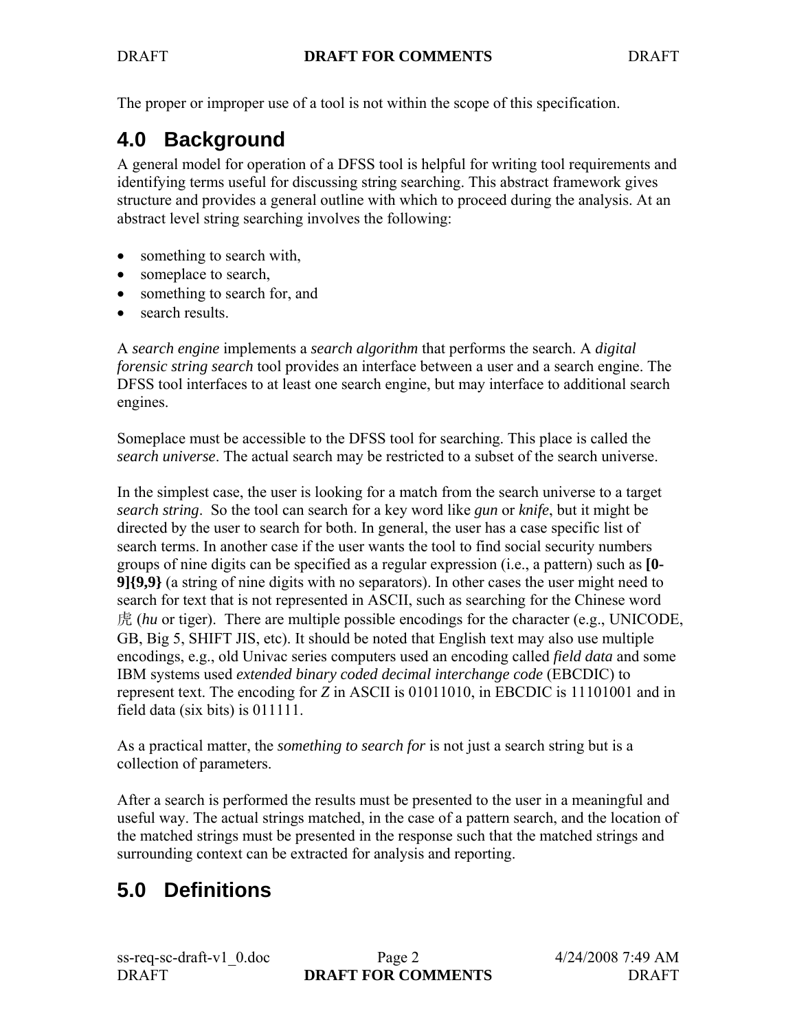The proper or improper use of a tool is not within the scope of this specification.

## 4.0 Background

A general model for operation of a DFSS tool is helpful for writing tool requirements and identifying terms useful for discussing string searching. This abstract framework gives structure and provides a general outline with which to proceed during the analysis. At an abstract level string searching involves the following:

- something to search with,
- someplace to search,
- something to search for, and
- search results.

A *search engine* implements a *search algorithm* that performs the search. A *digital forensic string search* tool provides an interface between a user and a search engine. The DFSS tool interfaces to at least one search engine, but may interface to additional search engines.

Someplace must be accessible to the DFSS tool for searching. This place is called the *search universe*. The actual search may be restricted to a subset of the search universe.

In the simplest case, the user is looking for a match from the search universe to a target *search string*. So the tool can search for a key word like *gun* or *knife*, but it might be directed by the user to search for both. In general, the user has a case specific list of search terms. In another case if the user wants the tool to find social security numbers groups of nine digits can be specified as a regular expression (i.e., a pattern) such as **[0-9]{9,9}** (a string of nine digits with no separators). In other cases the user might need to search for text that is not represented in ASCII, such as searching for the Chinese word 虎 (*hu* or tiger). There are multiple possible encodings for the character (e.g., UNICODE, GB, Big 5, SHIFT JIS, etc). It should be noted that English text may also use multiple encodings, e.g., old Univac series computers used an encoding called *field data* and some IBM systems used *extended binary coded decimal interchange code* (EBCDIC) to represent text. The encoding for *Z* in ASCII is 01011010, in EBCDIC is 11101001 and in field data (six bits) is 011111.

As a practical matter, the *something to search for* is not just a search string but is a collection of parameters.

After a search is performed the results must be presented to the user in a meaningful and useful way. The actual strings matched, in the case of a pattern search, and the location of the matched strings must be presented in the response such that the matched strings and surrounding context can be extracted for analysis and reporting.

## 5.0 Definitions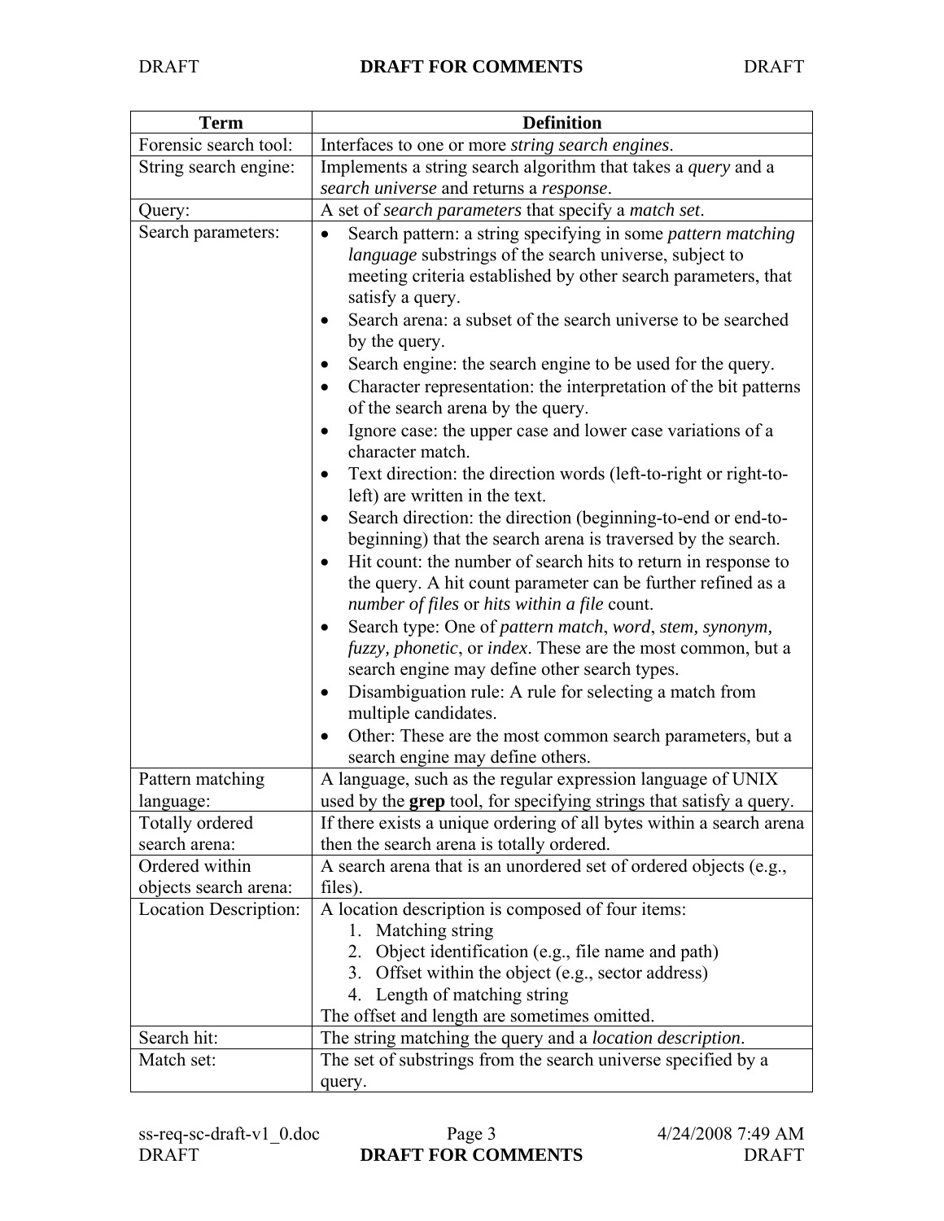| Term | Definition |
|---|---|
| Forensic search tool: | Interfaces to one or more *string search engines*. |
| String search engine: | Implements a string search algorithm that takes a *query* and a *search universe* and returns a *response*. |
| Query: | A set of *search parameters* that specify a *match set*. |
| Search parameters: | • Search pattern: a string specifying in some *pattern matching language* substrings of the search universe, subject to meeting criteria established by other search parameters, that satisfy a query.<br>• Search arena: a subset of the search universe to be searched by the query.<br>• Search engine: the search engine to be used for the query.<br>• Character representation: the interpretation of the bit patterns of the search arena by the query.<br>• Ignore case: the upper case and lower case variations of a character match.<br>• Text direction: the direction words (left-to-right or right-to-left) are written in the text.<br>• Search direction: the direction (beginning-to-end or end-to-beginning) that the search arena is traversed by the search.<br>• Hit count: the number of search hits to return in response to the query. A hit count parameter can be further refined as a *number of files* or *hits within a file* count.<br>• Search type: One of *pattern match*, *word*, *stem, synonym, fuzzy*, *phonetic*, or *index*. These are the most common, but a search engine may define other search types.<br>• Disambiguation rule: A rule for selecting a match from multiple candidates.<br>• Other: These are the most common search parameters, but a search engine may define others. |
| Pattern matching language: | A language, such as the regular expression language of UNIX used by the **grep** tool, for specifying strings that satisfy a query. |
| Totally ordered search arena: | If there exists a unique ordering of all bytes within a search arena then the search arena is totally ordered. |
| Ordered within objects search arena: | A search arena that is an unordered set of ordered objects (e.g., files). |
| Location Description: | A location description is composed of four items:<br>1. Matching string<br>2. Object identification (e.g., file name and path)<br>3. Offset within the object (e.g., sector address)<br>4. Length of matching string<br>The offset and length are sometimes omitted. |
| Search hit: | The string matching the query and a *location description*. |
| Match set: | The set of substrings from the search universe specified by a query. |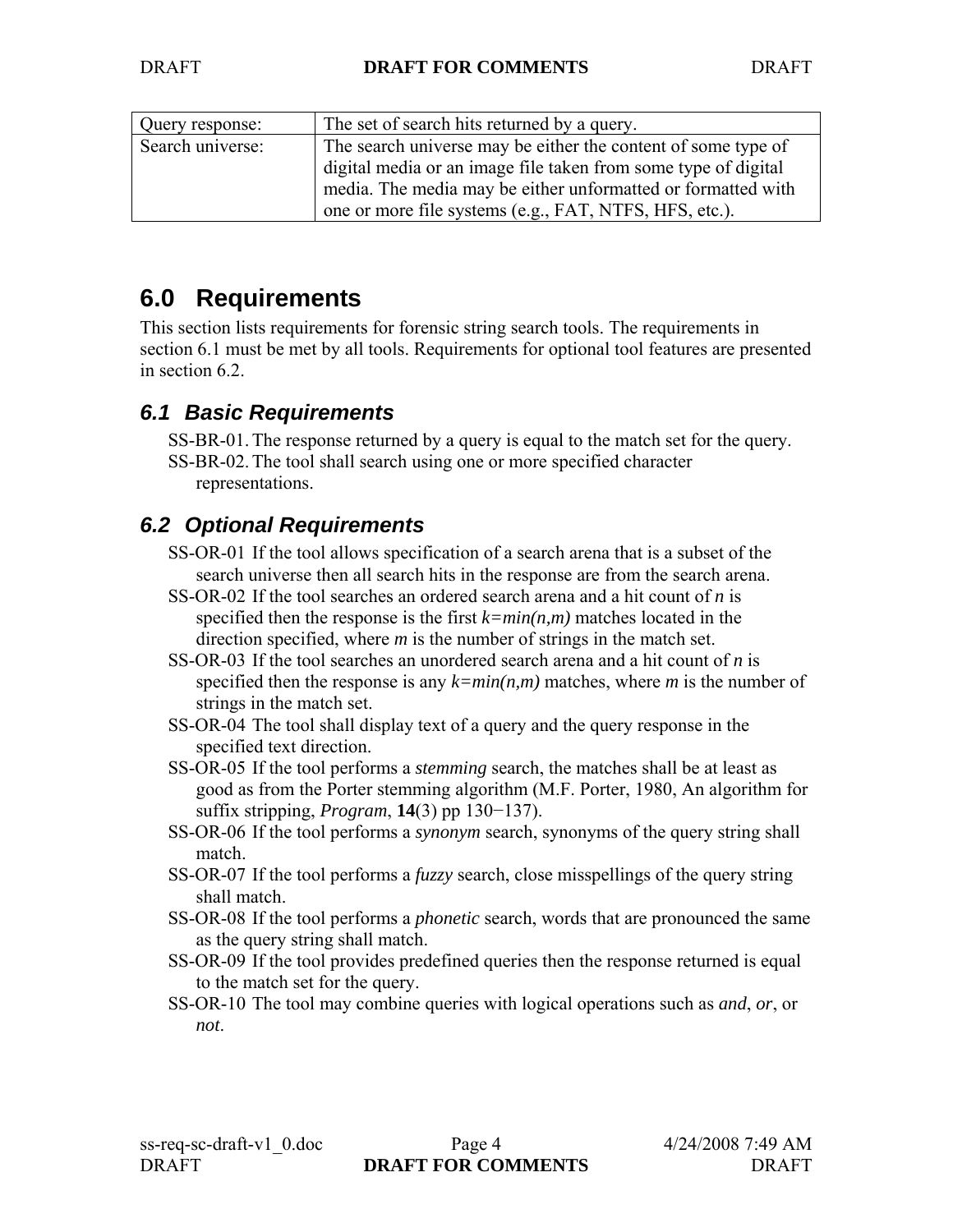| Query response: | The set of search hits returned by a query. |
|---|---|
| Search universe: | The search universe may be either the content of some type of digital media or an image file taken from some type of digital media. The media may be either unformatted or formatted with one or more file systems (e.g., FAT, NTFS, HFS, etc.). |

# 6.0 Requirements

This section lists requirements for forensic string search tools. The requirements in section 6.1 must be met by all tools. Requirements for optional tool features are presented in section 6.2.

## *6.1 Basic Requirements*

- SS-BR-01. The response returned by a query is equal to the match set for the query.
- SS-BR-02. The tool shall search using one or more specified character representations.

## *6.2 Optional Requirements*

- SS-OR-01 If the tool allows specification of a search arena that is a subset of the search universe then all search hits in the response are from the search arena.
- SS-OR-02 If the tool searches an ordered search arena and a hit count of $n$ is specified then the response is the first $k=min(n,m)$ matches located in the direction specified, where $m$ is the number of strings in the match set.
- SS-OR-03 If the tool searches an unordered search arena and a hit count of $n$ is specified then the response is any $k=min(n,m)$ matches, where $m$ is the number of strings in the match set.
- SS-OR-04 The tool shall display text of a query and the query response in the specified text direction.
- SS-OR-05 If the tool performs a *stemming* search, the matches shall be at least as good as from the Porter stemming algorithm (M.F. Porter, 1980, An algorithm for suffix stripping, *Program*, **14**(3) pp 130−137).
- SS-OR-06 If the tool performs a *synonym* search, synonyms of the query string shall match.
- SS-OR-07 If the tool performs a *fuzzy* search, close misspellings of the query string shall match.
- SS-OR-08 If the tool performs a *phonetic* search, words that are pronounced the same as the query string shall match.
- SS-OR-09 If the tool provides predefined queries then the response returned is equal to the match set for the query.
- SS-OR-10 The tool may combine queries with logical operations such as *and*, *or*, or *not*.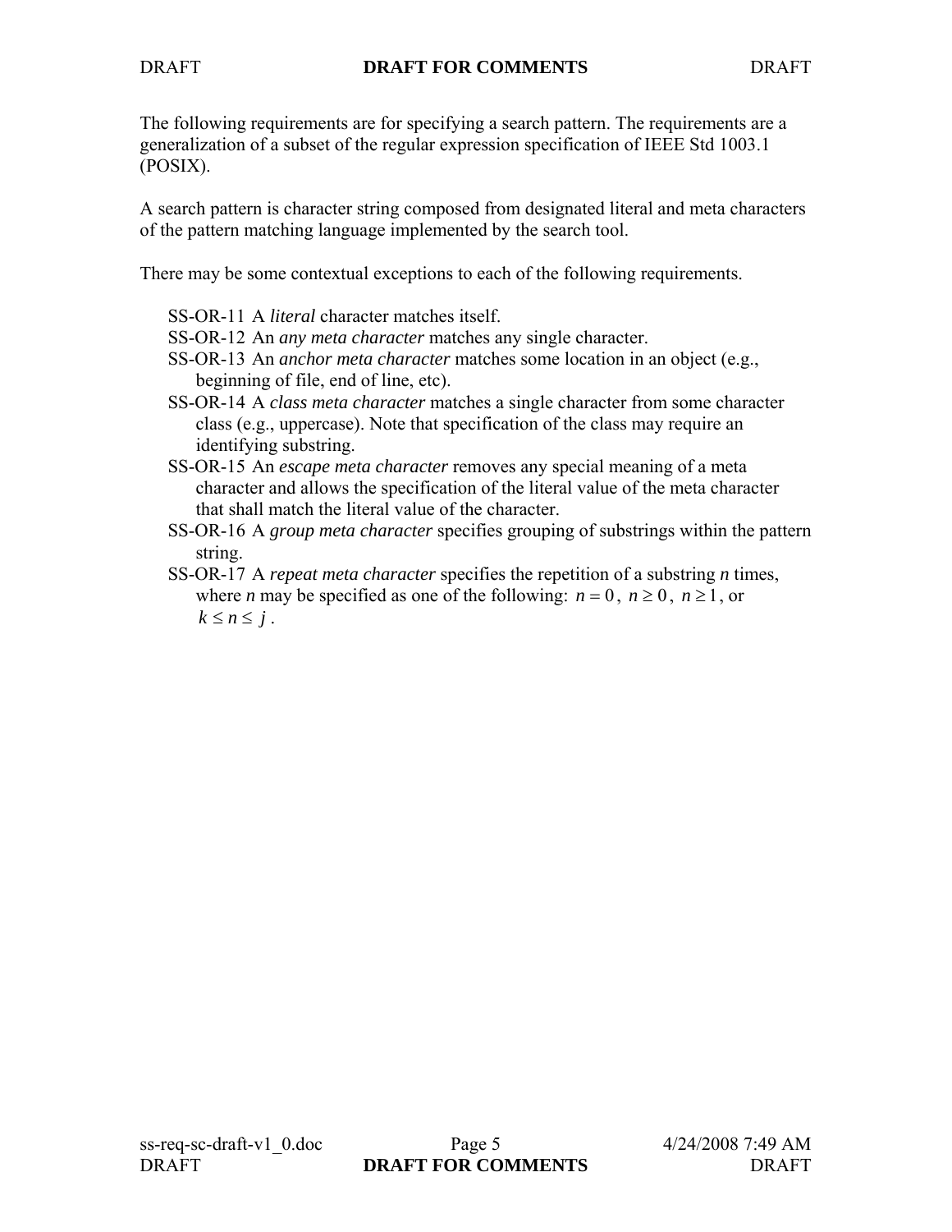The following requirements are for specifying a search pattern. The requirements are a generalization of a subset of the regular expression specification of IEEE Std 1003.1 (POSIX).

A search pattern is character string composed from designated literal and meta characters of the pattern matching language implemented by the search tool.

There may be some contextual exceptions to each of the following requirements.

- SS-OR-11 A *literal* character matches itself.
- SS-OR-12 An *any meta character* matches any single character.
- SS-OR-13 An *anchor meta character* matches some location in an object (e.g., beginning of file, end of line, etc).
- SS-OR-14 A *class meta character* matches a single character from some character class (e.g., uppercase). Note that specification of the class may require an identifying substring.
- SS-OR-15 An *escape meta character* removes any special meaning of a meta character and allows the specification of the literal value of the meta character that shall match the literal value of the character.
- SS-OR-16 A *group meta character* specifies grouping of substrings within the pattern string.
- SS-OR-17 A *repeat meta character* specifies the repetition of a substring *n* times, where *n* may be specified as one of the following: $n = 0$, $n \geq 0$, $n \geq 1$, or $k \leq n \leq j$.